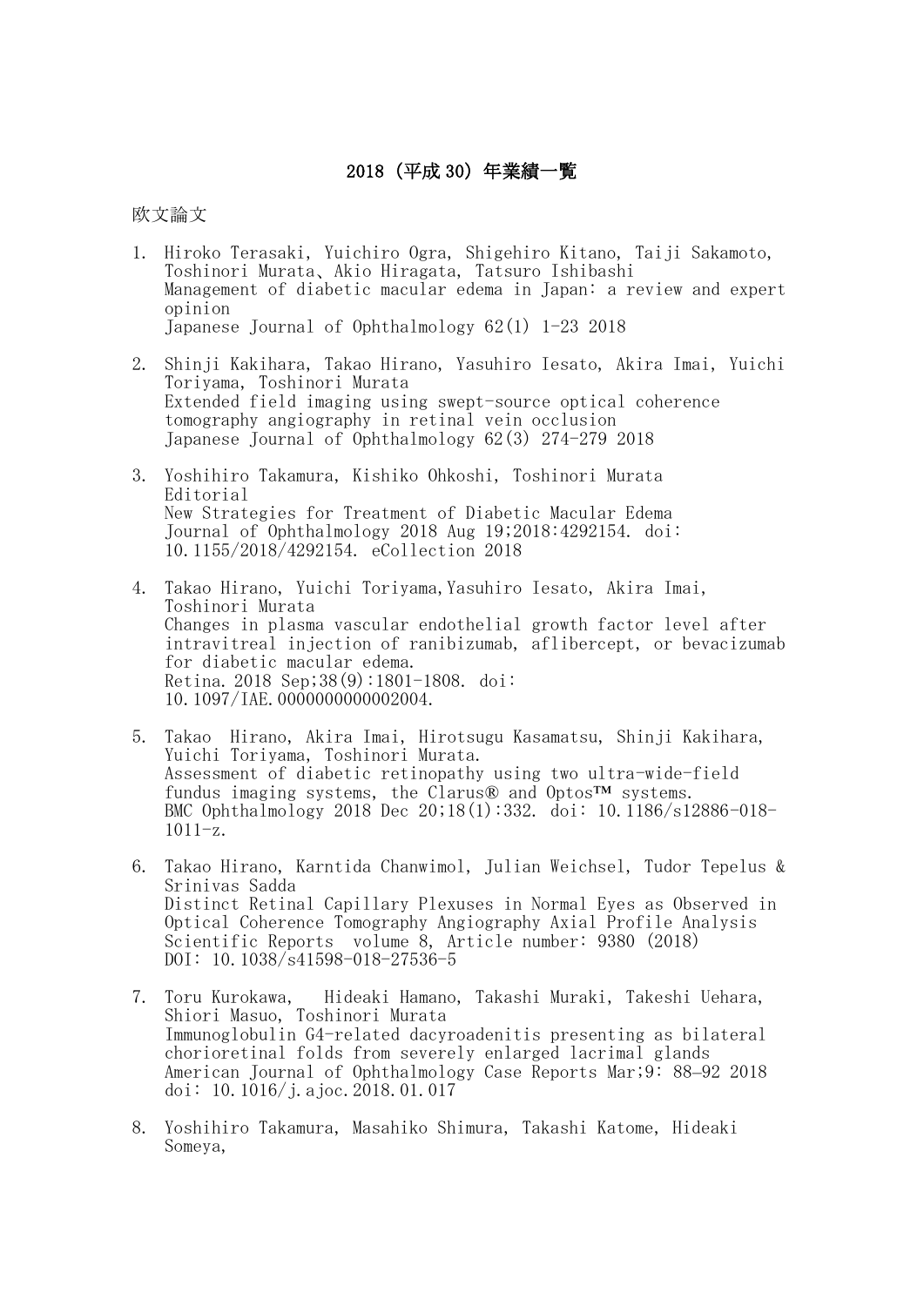# 2018（平成 30）年業績一覧

## 欧文論文

1. Hiroko Terasaki, Yuichiro Ogra, Shigehiro Kitano, Taiji Sakamoto, Toshinori Murata、Akio Hiragata, Tatsuro Ishibashi
   Management of diabetic macular edema in Japan: a review and expert opinion
   Japanese Journal of Ophthalmology 62(1) 1-23 2018

2. Shinji Kakihara, Takao Hirano, Yasuhiro Iesato, Akira Imai, Yuichi Toriyama, Toshinori Murata
   Extended field imaging using swept-source optical coherence tomography angiography in retinal vein occlusion
   Japanese Journal of Ophthalmology 62(3) 274-279 2018

3. Yoshihiro Takamura, Kishiko Ohkoshi, Toshinori Murata
   Editorial
   New Strategies for Treatment of Diabetic Macular Edema
   Journal of Ophthalmology 2018 Aug 19;2018:4292154. doi: 10.1155/2018/4292154. eCollection 2018

4. Takao Hirano, Yuichi Toriyama,Yasuhiro Iesato, Akira Imai, Toshinori Murata
   Changes in plasma vascular endothelial growth factor level after intravitreal injection of ranibizumab, aflibercept, or bevacizumab for diabetic macular edema.
   Retina. 2018 Sep;38(9):1801-1808. doi: 10.1097/IAE.0000000000002004.

5. Takao Hirano, Akira Imai, Hirotsugu Kasamatsu, Shinji Kakihara, Yuichi Toriyama, Toshinori Murata.
   Assessment of diabetic retinopathy using two ultra-wide-field fundus imaging systems, the Clarus® and Optos™ systems.
   BMC Ophthalmology 2018 Dec 20;18(1):332. doi: 10.1186/s12886-018-1011-z.

6. Takao Hirano, Karntida Chanwimol, Julian Weichsel, Tudor Tepelus & Srinivas Sadda
   Distinct Retinal Capillary Plexuses in Normal Eyes as Observed in Optical Coherence Tomography Angiography Axial Profile Analysis
   Scientific Reports volume 8, Article number: 9380 (2018)
   DOI: 10.1038/s41598-018-27536-5

7. Toru Kurokawa, Hideaki Hamano, Takashi Muraki, Takeshi Uehara, Shiori Masuo, Toshinori Murata
   Immunoglobulin G4-related dacyroadenitis presenting as bilateral chorioretinal folds from severely enlarged lacrimal glands
   American Journal of Ophthalmology Case Reports Mar;9: 88–92 2018
   doi: 10.1016/j.ajoc.2018.01.017

8. Yoshihiro Takamura, Masahiko Shimura, Takashi Katome, Hideaki Someya,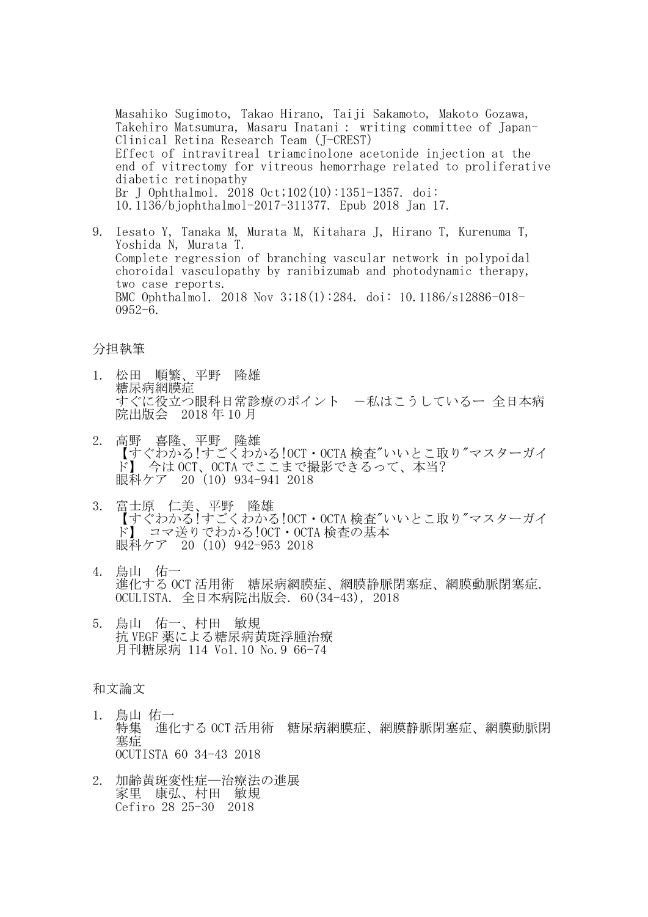Masahiko Sugimoto, Takao Hirano, Taiji Sakamoto, Makoto Gozawa, Takehiro Matsumura, Masaru Inatani : writing committee of Japan-Clinical Retina Research Team (J-CREST)
Effect of intravitreal triamcinolone acetonide injection at the end of vitrectomy for vitreous hemorrhage related to proliferative diabetic retinopathy
Br J Ophthalmol. 2018 Oct;102(10):1351-1357. doi: 10.1136/bjophthalmol-2017-311377. Epub 2018 Jan 17.

9. Iesato Y, Tanaka M, Murata M, Kitahara J, Hirano T, Kurenuma T, Yoshida N, Murata T.
   Complete regression of branching vascular network in polypoidal choroidal vasculopathy by ranibizumab and photodynamic therapy, two case reports.
   BMC Ophthalmol. 2018 Nov 3;18(1):284. doi: 10.1186/s12886-018-0952-6.

分担執筆

1. 松田　順繁、平野　隆雄
   糖尿病網膜症
   すぐに役立つ眼科日常診療のポイント　ー私はこうしているー 全日本病院出版会　2018 年 10 月

2. 高野　喜隆、平野　隆雄
   【すぐわかる!すごくわかる!OCT・OCTA 検査"いいとこ取り"マスターガイド】 今は OCT、OCTA でここまで撮影できるって、本当?
   眼科ケア　20 (10) 934-941 2018

3. 富士原　仁美、平野　隆雄
   【すぐわかる!すごくわかる!OCT・OCTA 検査"いいとこ取り"マスターガイド】 コマ送りでわかる!OCT・OCTA 検査の基本
   眼科ケア　20 (10) 942-953 2018

4. 鳥山　佑一
   進化する OCT 活用術　糖尿病網膜症、網膜静脈閉塞症、網膜動脈閉塞症.
   OCULISTA. 全日本病院出版会. 60(34-43), 2018

5. 鳥山　佑一、村田　敏規
   抗 VEGF 薬による糖尿病黄斑浮腫治療
   月刊糖尿病 114 Vol.10 No.9 66-74

和文論文

1. 鳥山 佑一
   特集　進化する OCT 活用術　糖尿病網膜症、網膜静脈閉塞症、網膜動脈閉塞症
   OCUTISTA 60 34-43 2018

2. 加齢黄斑変性症—治療法の進展
   家里　康弘、村田　敏規
   Cefiro 28 25-30　2018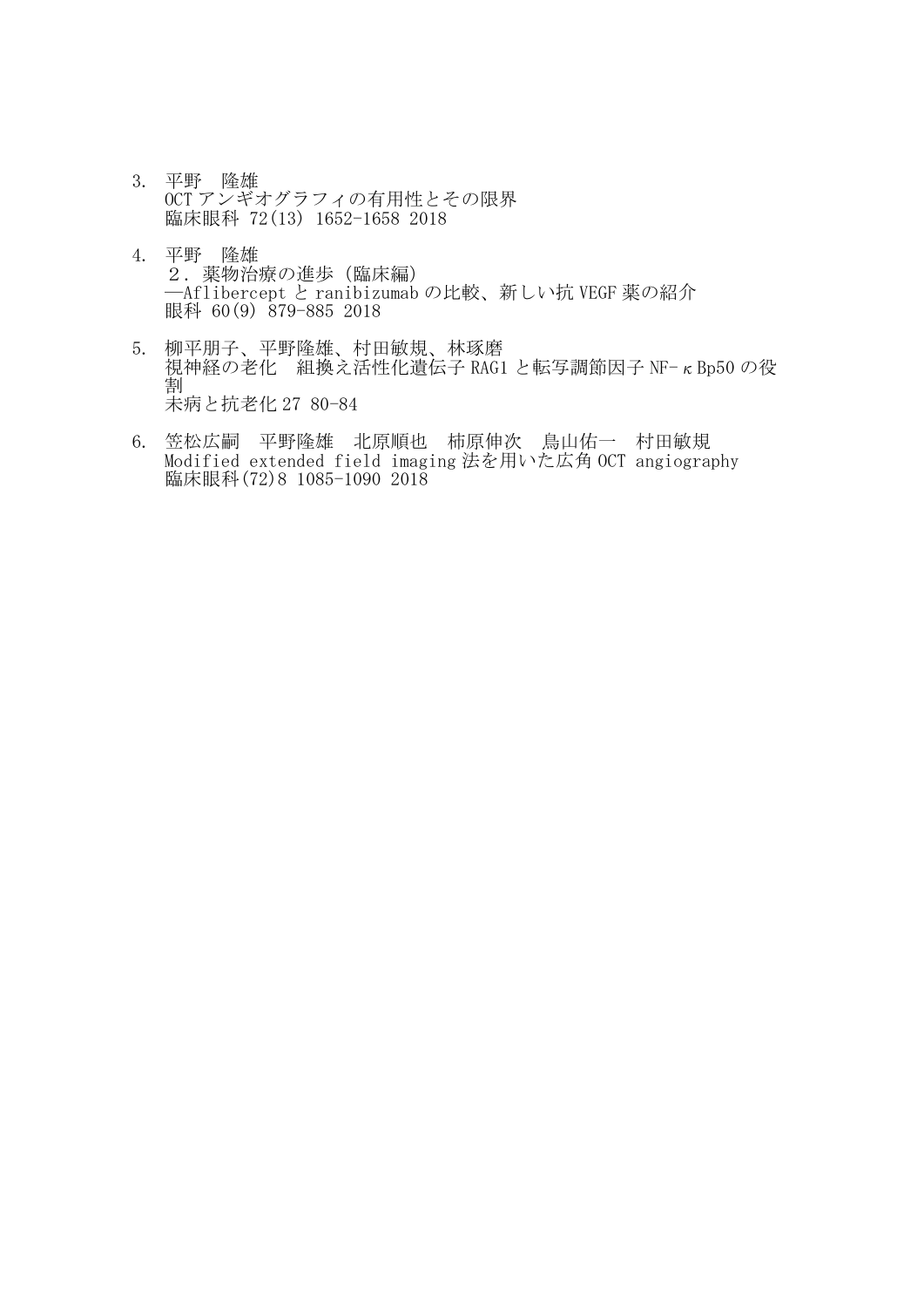3. 平野　隆雄
   OCT アンギオグラフィの有用性とその限界
   臨床眼科 72(13) 1652-1658 2018

4. 平野　隆雄
   ２．薬物治療の進歩（臨床編）
   ―Aflibercept と ranibizumab の比較、新しい抗 VEGF 薬の紹介
   眼科 60(9) 879-885 2018

5. 柳平朋子、平野隆雄、村田敏規、林琢磨
   視神経の老化　組換え活性化遺伝子 RAG1 と転写調節因子 NF-κBp50 の役割
   未病と抗老化 27 80-84

6. 笠松広嗣　平野隆雄　北原順也　柿原伸次　鳥山佑一　村田敏規
   Modified extended field imaging 法を用いた広角 OCT angiography
   臨床眼科(72)8 1085-1090 2018